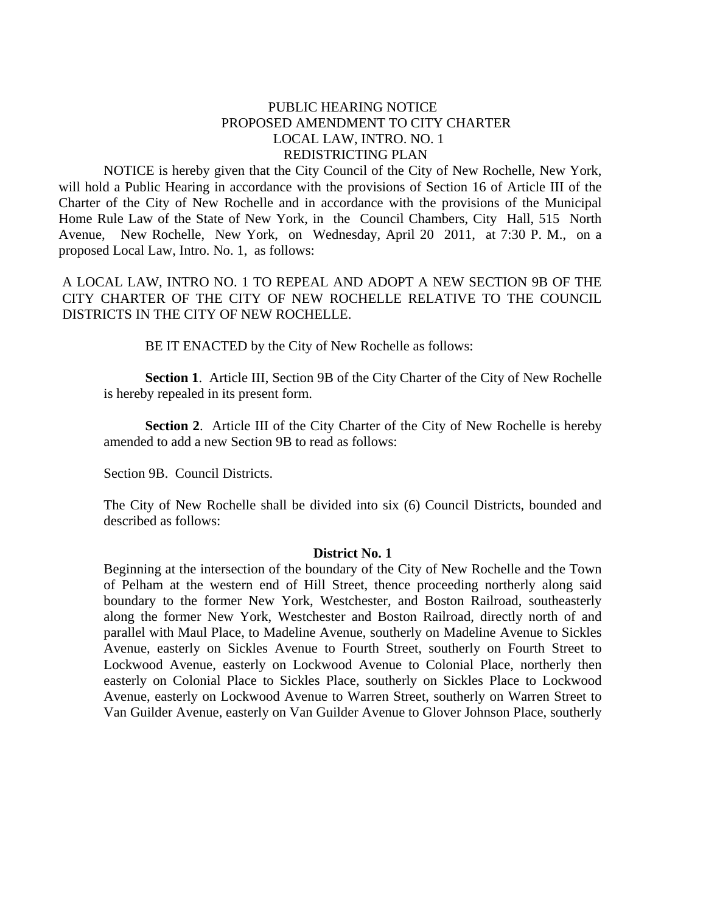PUBLIC HEARING NOTICE
PROPOSED AMENDMENT TO CITY CHARTER
LOCAL LAW, INTRO. NO. 1
REDISTRICTING PLAN

NOTICE is hereby given that the City Council of the City of New Rochelle, New York, will hold a Public Hearing in accordance with the provisions of Section 16 of Article III of the Charter of the City of New Rochelle and in accordance with the provisions of the Municipal Home Rule Law of the State of New York, in the Council Chambers, City Hall, 515 North Avenue, New Rochelle, New York, on Wednesday, April 20 2011, at 7:30 P. M., on a proposed Local Law, Intro. No. 1, as follows:

A LOCAL LAW, INTRO NO. 1 TO REPEAL AND ADOPT A NEW SECTION 9B OF THE CITY CHARTER OF THE CITY OF NEW ROCHELLE RELATIVE TO THE COUNCIL DISTRICTS IN THE CITY OF NEW ROCHELLE.

BE IT ENACTED by the City of New Rochelle as follows:

**Section 1**. Article III, Section 9B of the City Charter of the City of New Rochelle is hereby repealed in its present form.

**Section 2**. Article III of the City Charter of the City of New Rochelle is hereby amended to add a new Section 9B to read as follows:

Section 9B. Council Districts.

The City of New Rochelle shall be divided into six (6) Council Districts, bounded and described as follows:

**District No. 1**

Beginning at the intersection of the boundary of the City of New Rochelle and the Town of Pelham at the western end of Hill Street, thence proceeding northerly along said boundary to the former New York, Westchester, and Boston Railroad, southeasterly along the former New York, Westchester and Boston Railroad, directly north of and parallel with Maul Place, to Madeline Avenue, southerly on Madeline Avenue to Sickles Avenue, easterly on Sickles Avenue to Fourth Street, southerly on Fourth Street to Lockwood Avenue, easterly on Lockwood Avenue to Colonial Place, northerly then easterly on Colonial Place to Sickles Place, southerly on Sickles Place to Lockwood Avenue, easterly on Lockwood Avenue to Warren Street, southerly on Warren Street to Van Guilder Avenue, easterly on Van Guilder Avenue to Glover Johnson Place, southerly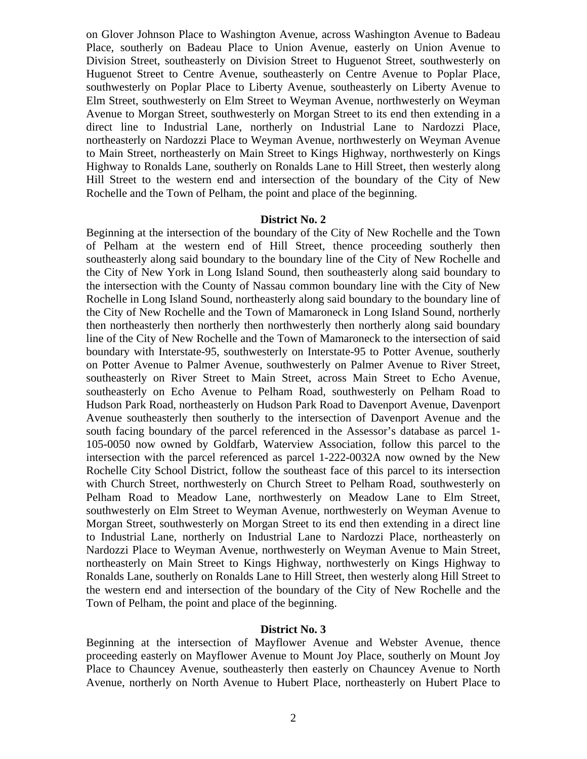on Glover Johnson Place to Washington Avenue, across Washington Avenue to Badeau Place, southerly on Badeau Place to Union Avenue, easterly on Union Avenue to Division Street, southeasterly on Division Street to Huguenot Street, southwesterly on Huguenot Street to Centre Avenue, southeasterly on Centre Avenue to Poplar Place, southwesterly on Poplar Place to Liberty Avenue, southeasterly on Liberty Avenue to Elm Street, southwesterly on Elm Street to Weyman Avenue, northwesterly on Weyman Avenue to Morgan Street, southwesterly on Morgan Street to its end then extending in a direct line to Industrial Lane, northerly on Industrial Lane to Nardozzi Place, northeasterly on Nardozzi Place to Weyman Avenue, northwesterly on Weyman Avenue to Main Street, northeasterly on Main Street to Kings Highway, northwesterly on Kings Highway to Ronalds Lane, southerly on Ronalds Lane to Hill Street, then westerly along Hill Street to the western end and intersection of the boundary of the City of New Rochelle and the Town of Pelham, the point and place of the beginning.

**District No. 2**

Beginning at the intersection of the boundary of the City of New Rochelle and the Town of Pelham at the western end of Hill Street, thence proceeding southerly then southeasterly along said boundary to the boundary line of the City of New Rochelle and the City of New York in Long Island Sound, then southeasterly along said boundary to the intersection with the County of Nassau common boundary line with the City of New Rochelle in Long Island Sound, northeasterly along said boundary to the boundary line of the City of New Rochelle and the Town of Mamaroneck in Long Island Sound, northerly then northeasterly then northerly then northwesterly then northerly along said boundary line of the City of New Rochelle and the Town of Mamaroneck to the intersection of said boundary with Interstate-95, southwesterly on Interstate-95 to Potter Avenue, southerly on Potter Avenue to Palmer Avenue, southwesterly on Palmer Avenue to River Street, southeasterly on River Street to Main Street, across Main Street to Echo Avenue, southeasterly on Echo Avenue to Pelham Road, southwesterly on Pelham Road to Hudson Park Road, northeasterly on Hudson Park Road to Davenport Avenue, Davenport Avenue southeasterly then southerly to the intersection of Davenport Avenue and the south facing boundary of the parcel referenced in the Assessor's database as parcel 1-105-0050 now owned by Goldfarb, Waterview Association, follow this parcel to the intersection with the parcel referenced as parcel 1-222-0032A now owned by the New Rochelle City School District, follow the southeast face of this parcel to its intersection with Church Street, northwesterly on Church Street to Pelham Road, southwesterly on Pelham Road to Meadow Lane, northwesterly on Meadow Lane to Elm Street, southwesterly on Elm Street to Weyman Avenue, northwesterly on Weyman Avenue to Morgan Street, southwesterly on Morgan Street to its end then extending in a direct line to Industrial Lane, northerly on Industrial Lane to Nardozzi Place, northeasterly on Nardozzi Place to Weyman Avenue, northwesterly on Weyman Avenue to Main Street, northeasterly on Main Street to Kings Highway, northwesterly on Kings Highway to Ronalds Lane, southerly on Ronalds Lane to Hill Street, then westerly along Hill Street to the western end and intersection of the boundary of the City of New Rochelle and the Town of Pelham, the point and place of the beginning.

**District No. 3**

Beginning at the intersection of Mayflower Avenue and Webster Avenue, thence proceeding easterly on Mayflower Avenue to Mount Joy Place, southerly on Mount Joy Place to Chauncey Avenue, southeasterly then easterly on Chauncey Avenue to North Avenue, northerly on North Avenue to Hubert Place, northeasterly on Hubert Place to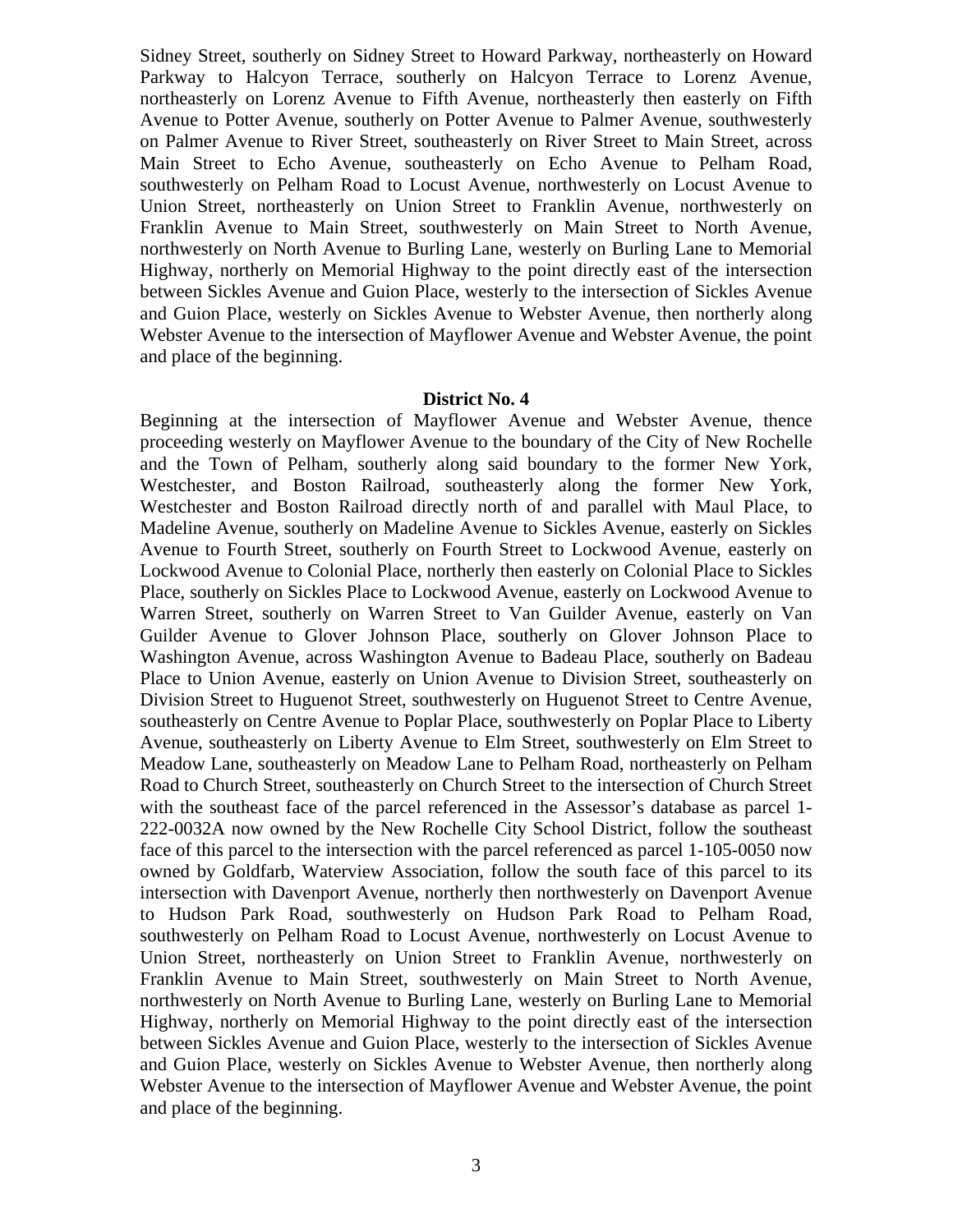Sidney Street, southerly on Sidney Street to Howard Parkway, northeasterly on Howard Parkway to Halcyon Terrace, southerly on Halcyon Terrace to Lorenz Avenue, northeasterly on Lorenz Avenue to Fifth Avenue, northeasterly then easterly on Fifth Avenue to Potter Avenue, southerly on Potter Avenue to Palmer Avenue, southwesterly on Palmer Avenue to River Street, southeasterly on River Street to Main Street, across Main Street to Echo Avenue, southeasterly on Echo Avenue to Pelham Road, southwesterly on Pelham Road to Locust Avenue, northwesterly on Locust Avenue to Union Street, northeasterly on Union Street to Franklin Avenue, northwesterly on Franklin Avenue to Main Street, southwesterly on Main Street to North Avenue, northwesterly on North Avenue to Burling Lane, westerly on Burling Lane to Memorial Highway, northerly on Memorial Highway to the point directly east of the intersection between Sickles Avenue and Guion Place, westerly to the intersection of Sickles Avenue and Guion Place, westerly on Sickles Avenue to Webster Avenue, then northerly along Webster Avenue to the intersection of Mayflower Avenue and Webster Avenue, the point and place of the beginning.

**District No. 4**

Beginning at the intersection of Mayflower Avenue and Webster Avenue, thence proceeding westerly on Mayflower Avenue to the boundary of the City of New Rochelle and the Town of Pelham, southerly along said boundary to the former New York, Westchester, and Boston Railroad, southeasterly along the former New York, Westchester and Boston Railroad directly north of and parallel with Maul Place, to Madeline Avenue, southerly on Madeline Avenue to Sickles Avenue, easterly on Sickles Avenue to Fourth Street, southerly on Fourth Street to Lockwood Avenue, easterly on Lockwood Avenue to Colonial Place, northerly then easterly on Colonial Place to Sickles Place, southerly on Sickles Place to Lockwood Avenue, easterly on Lockwood Avenue to Warren Street, southerly on Warren Street to Van Guilder Avenue, easterly on Van Guilder Avenue to Glover Johnson Place, southerly on Glover Johnson Place to Washington Avenue, across Washington Avenue to Badeau Place, southerly on Badeau Place to Union Avenue, easterly on Union Avenue to Division Street, southeasterly on Division Street to Huguenot Street, southwesterly on Huguenot Street to Centre Avenue, southeasterly on Centre Avenue to Poplar Place, southwesterly on Poplar Place to Liberty Avenue, southeasterly on Liberty Avenue to Elm Street, southwesterly on Elm Street to Meadow Lane, southeasterly on Meadow Lane to Pelham Road, northeasterly on Pelham Road to Church Street, southeasterly on Church Street to the intersection of Church Street with the southeast face of the parcel referenced in the Assessor's database as parcel 1-222-0032A now owned by the New Rochelle City School District, follow the southeast face of this parcel to the intersection with the parcel referenced as parcel 1-105-0050 now owned by Goldfarb, Waterview Association, follow the south face of this parcel to its intersection with Davenport Avenue, northerly then northwesterly on Davenport Avenue to Hudson Park Road, southwesterly on Hudson Park Road to Pelham Road, southwesterly on Pelham Road to Locust Avenue, northwesterly on Locust Avenue to Union Street, northeasterly on Union Street to Franklin Avenue, northwesterly on Franklin Avenue to Main Street, southwesterly on Main Street to North Avenue, northwesterly on North Avenue to Burling Lane, westerly on Burling Lane to Memorial Highway, northerly on Memorial Highway to the point directly east of the intersection between Sickles Avenue and Guion Place, westerly to the intersection of Sickles Avenue and Guion Place, westerly on Sickles Avenue to Webster Avenue, then northerly along Webster Avenue to the intersection of Mayflower Avenue and Webster Avenue, the point and place of the beginning.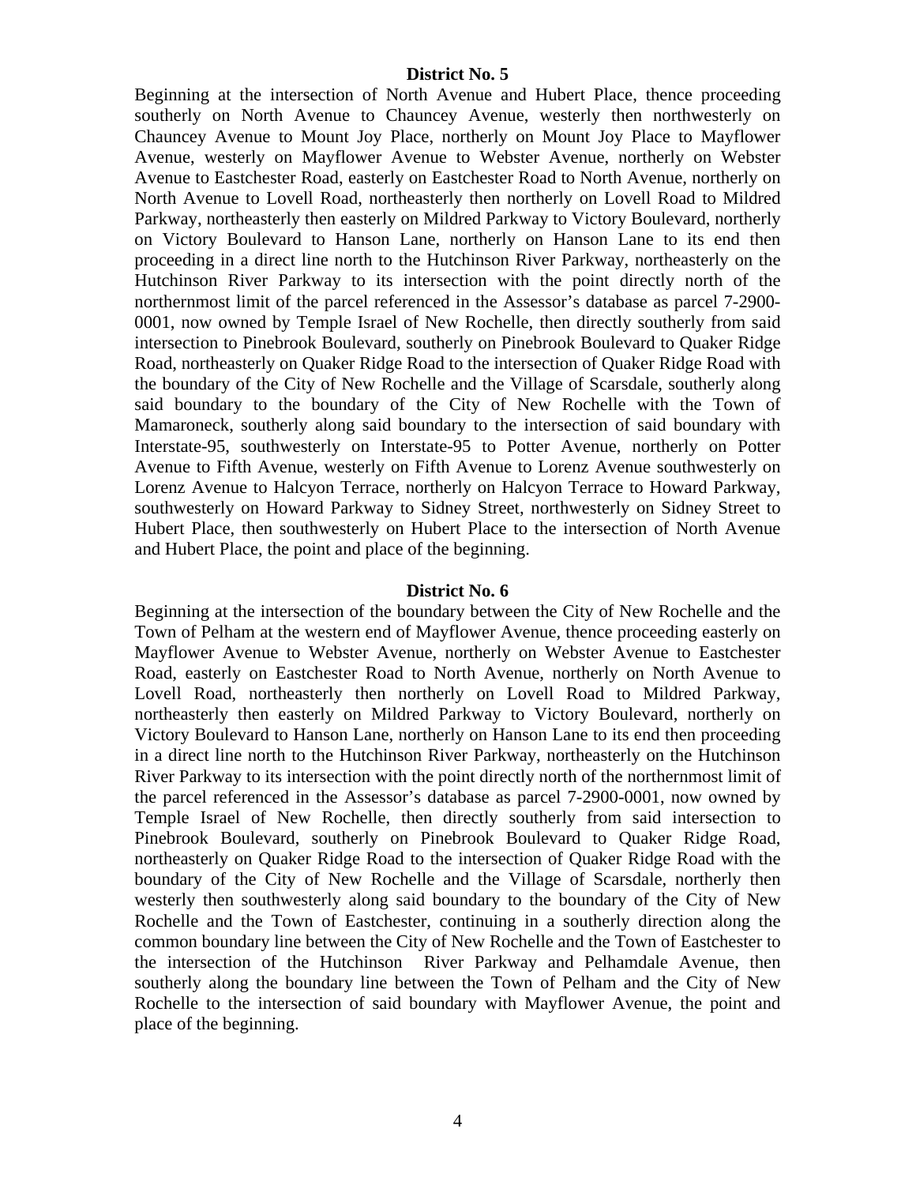### District No. 5

Beginning at the intersection of North Avenue and Hubert Place, thence proceeding southerly on North Avenue to Chauncey Avenue, westerly then northwesterly on Chauncey Avenue to Mount Joy Place, northerly on Mount Joy Place to Mayflower Avenue, westerly on Mayflower Avenue to Webster Avenue, northerly on Webster Avenue to Eastchester Road, easterly on Eastchester Road to North Avenue, northerly on North Avenue to Lovell Road, northeasterly then northerly on Lovell Road to Mildred Parkway, northeasterly then easterly on Mildred Parkway to Victory Boulevard, northerly on Victory Boulevard to Hanson Lane, northerly on Hanson Lane to its end then proceeding in a direct line north to the Hutchinson River Parkway, northeasterly on the Hutchinson River Parkway to its intersection with the point directly north of the northernmost limit of the parcel referenced in the Assessor's database as parcel 7-2900-0001, now owned by Temple Israel of New Rochelle, then directly southerly from said intersection to Pinebrook Boulevard, southerly on Pinebrook Boulevard to Quaker Ridge Road, northeasterly on Quaker Ridge Road to the intersection of Quaker Ridge Road with the boundary of the City of New Rochelle and the Village of Scarsdale, southerly along said boundary to the boundary of the City of New Rochelle with the Town of Mamaroneck, southerly along said boundary to the intersection of said boundary with Interstate-95, southwesterly on Interstate-95 to Potter Avenue, northerly on Potter Avenue to Fifth Avenue, westerly on Fifth Avenue to Lorenz Avenue southwesterly on Lorenz Avenue to Halcyon Terrace, northerly on Halcyon Terrace to Howard Parkway, southwesterly on Howard Parkway to Sidney Street, northwesterly on Sidney Street to Hubert Place, then southwesterly on Hubert Place to the intersection of North Avenue and Hubert Place, the point and place of the beginning.

### District No. 6

Beginning at the intersection of the boundary between the City of New Rochelle and the Town of Pelham at the western end of Mayflower Avenue, thence proceeding easterly on Mayflower Avenue to Webster Avenue, northerly on Webster Avenue to Eastchester Road, easterly on Eastchester Road to North Avenue, northerly on North Avenue to Lovell Road, northeasterly then northerly on Lovell Road to Mildred Parkway, northeasterly then easterly on Mildred Parkway to Victory Boulevard, northerly on Victory Boulevard to Hanson Lane, northerly on Hanson Lane to its end then proceeding in a direct line north to the Hutchinson River Parkway, northeasterly on the Hutchinson River Parkway to its intersection with the point directly north of the northernmost limit of the parcel referenced in the Assessor's database as parcel 7-2900-0001, now owned by Temple Israel of New Rochelle, then directly southerly from said intersection to Pinebrook Boulevard, southerly on Pinebrook Boulevard to Quaker Ridge Road, northeasterly on Quaker Ridge Road to the intersection of Quaker Ridge Road with the boundary of the City of New Rochelle and the Village of Scarsdale, northerly then westerly then southwesterly along said boundary to the boundary of the City of New Rochelle and the Town of Eastchester, continuing in a southerly direction along the common boundary line between the City of New Rochelle and the Town of Eastchester to the intersection of the Hutchinson River Parkway and Pelhamdale Avenue, then southerly along the boundary line between the Town of Pelham and the City of New Rochelle to the intersection of said boundary with Mayflower Avenue, the point and place of the beginning.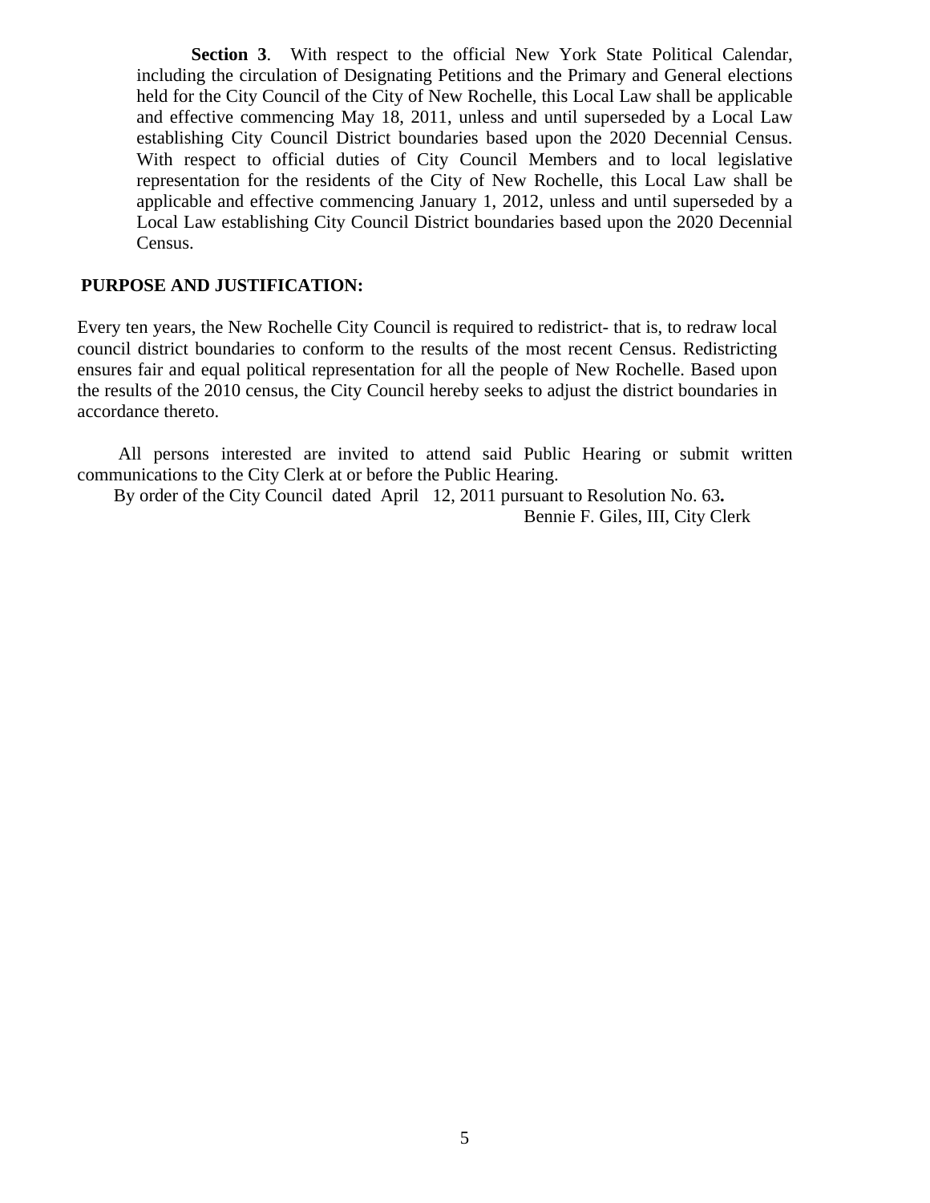**Section 3**. With respect to the official New York State Political Calendar, including the circulation of Designating Petitions and the Primary and General elections held for the City Council of the City of New Rochelle, this Local Law shall be applicable and effective commencing May 18, 2011, unless and until superseded by a Local Law establishing City Council District boundaries based upon the 2020 Decennial Census. With respect to official duties of City Council Members and to local legislative representation for the residents of the City of New Rochelle, this Local Law shall be applicable and effective commencing January 1, 2012, unless and until superseded by a Local Law establishing City Council District boundaries based upon the 2020 Decennial Census.

**PURPOSE AND JUSTIFICATION:**

Every ten years, the New Rochelle City Council is required to redistrict- that is, to redraw local council district boundaries to conform to the results of the most recent Census. Redistricting ensures fair and equal political representation for all the people of New Rochelle. Based upon the results of the 2010 census, the City Council hereby seeks to adjust the district boundaries in accordance thereto.

All persons interested are invited to attend said Public Hearing or submit written communications to the City Clerk at or before the Public Hearing.

By order of the City Council dated April 12, 2011 pursuant to Resolution No. 63**.**

Bennie F. Giles, III, City Clerk